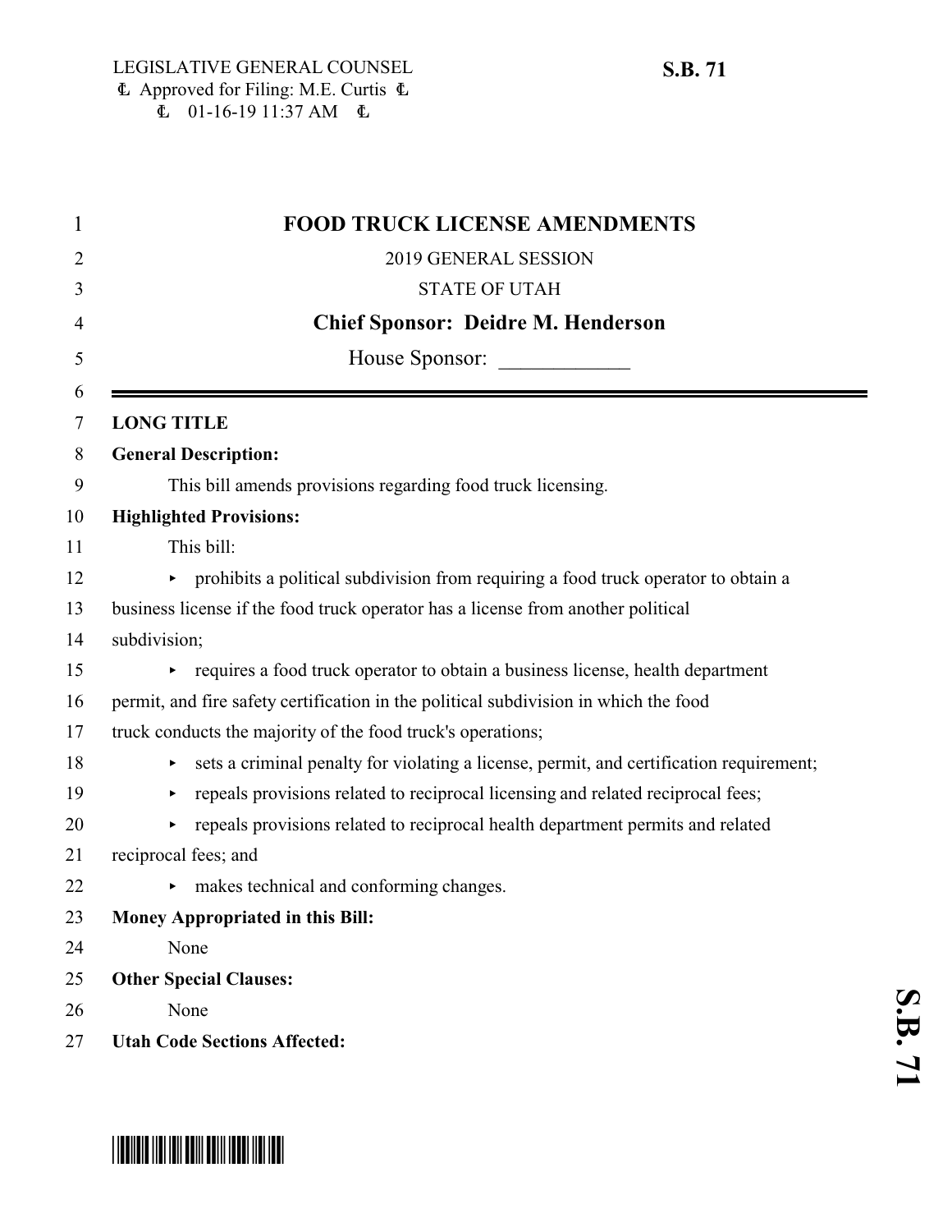LEGISLATIVE GENERAL COUNSEL
Approved for Filing: M.E. Curtis
01-16-19 11:37 AM

**S.B. 71**

# FOOD TRUCK LICENSE AMENDMENTS

2019 GENERAL SESSION

STATE OF UTAH

**Chief Sponsor: Deidre M. Henderson**

House Sponsor: ____________

**LONG TITLE**

**General Description:**

This bill amends provisions regarding food truck licensing.

**Highlighted Provisions:**

This bill:

- prohibits a political subdivision from requiring a food truck operator to obtain a business license if the food truck operator has a license from another political subdivision;
- requires a food truck operator to obtain a business license, health department permit, and fire safety certification in the political subdivision in which the food truck conducts the majority of the food truck's operations;
- sets a criminal penalty for violating a license, permit, and certification requirement;
- repeals provisions related to reciprocal licensing and related reciprocal fees;
- repeals provisions related to reciprocal health department permits and related reciprocal fees; and
- makes technical and conforming changes.

**Money Appropriated in this Bill:**

None

**Other Special Clauses:**

None

**Utah Code Sections Affected:**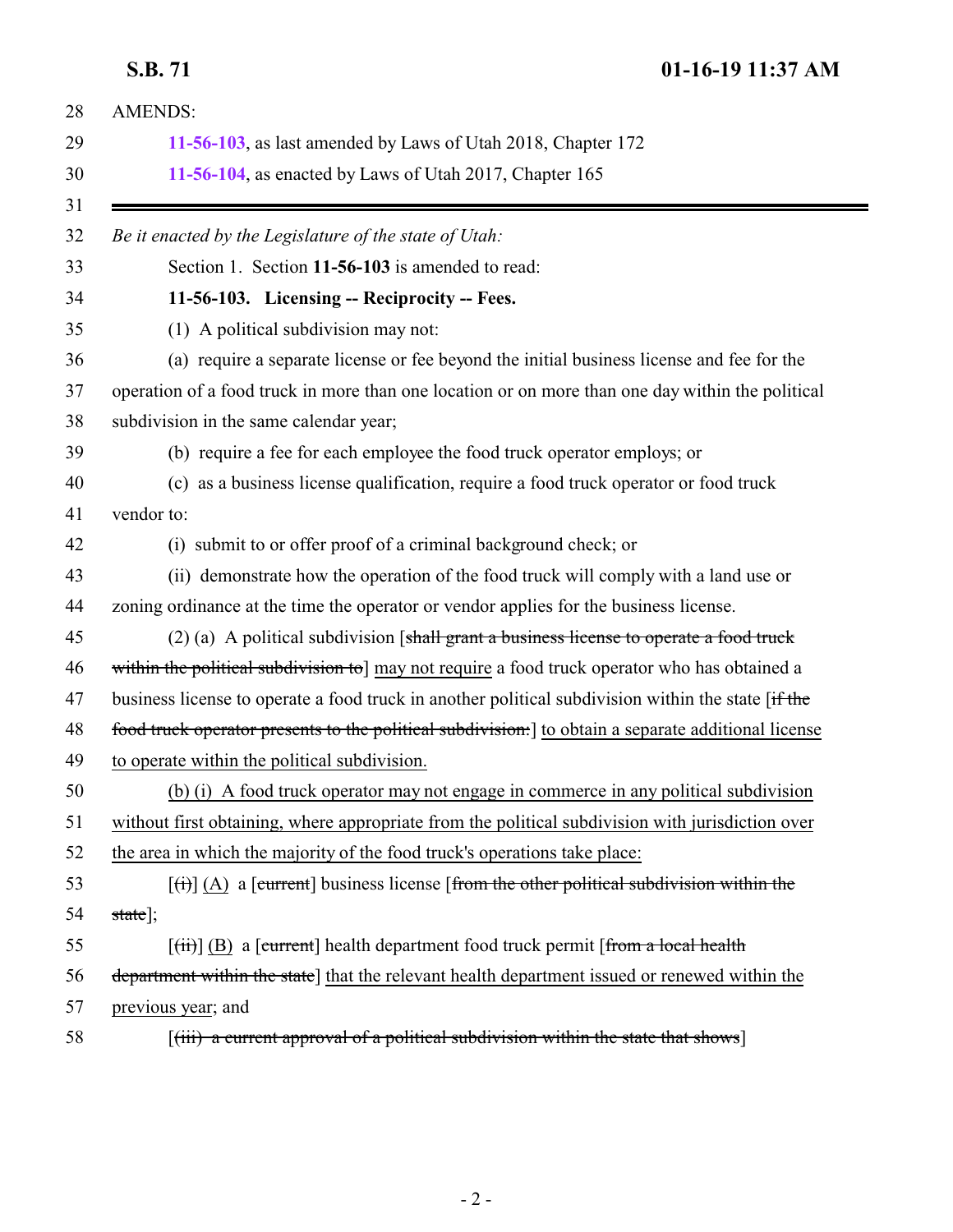AMENDS:

**11-56-103**, as last amended by Laws of Utah 2018, Chapter 172

**11-56-104**, as enacted by Laws of Utah 2017, Chapter 165

---

*Be it enacted by the Legislature of the state of Utah:*

Section 1. Section **11-56-103** is amended to read:

**11-56-103. Licensing -- Reciprocity -- Fees.**

(1) A political subdivision may not:

(a) require a separate license or fee beyond the initial business license and fee for the operation of a food truck in more than one location or on more than one day within the political subdivision in the same calendar year;

(b) require a fee for each employee the food truck operator employs; or

(c) as a business license qualification, require a food truck operator or food truck vendor to:

(i) submit to or offer proof of a criminal background check; or

(ii) demonstrate how the operation of the food truck will comply with a land use or zoning ordinance at the time the operator or vendor applies for the business license.

(2) (a) A political subdivision [~~shall grant a business license to operate a food truck within the political subdivision to~~] <u>may not require</u> a food truck operator who has obtained a business license to operate a food truck in another political subdivision within the state [~~if the food truck operator presents to the political subdivision:~~] <u>to obtain a separate additional license to operate within the political subdivision.</u>

<u>(b) (i) A food truck operator may not engage in commerce in any political subdivision without first obtaining, where appropriate from the political subdivision with jurisdiction over the area in which the majority of the food truck's operations take place:</u>

[~~(i)~~] <u>(A)</u> a [~~current~~] business license [~~from the other political subdivision within the state~~];

[~~(ii)~~] <u>(B)</u> a [~~current~~] health department food truck permit [~~from a local health department within the state~~] <u>that the relevant health department issued or renewed within the previous year</u>; and

[~~(iii) a current approval of a political subdivision within the state that shows~~]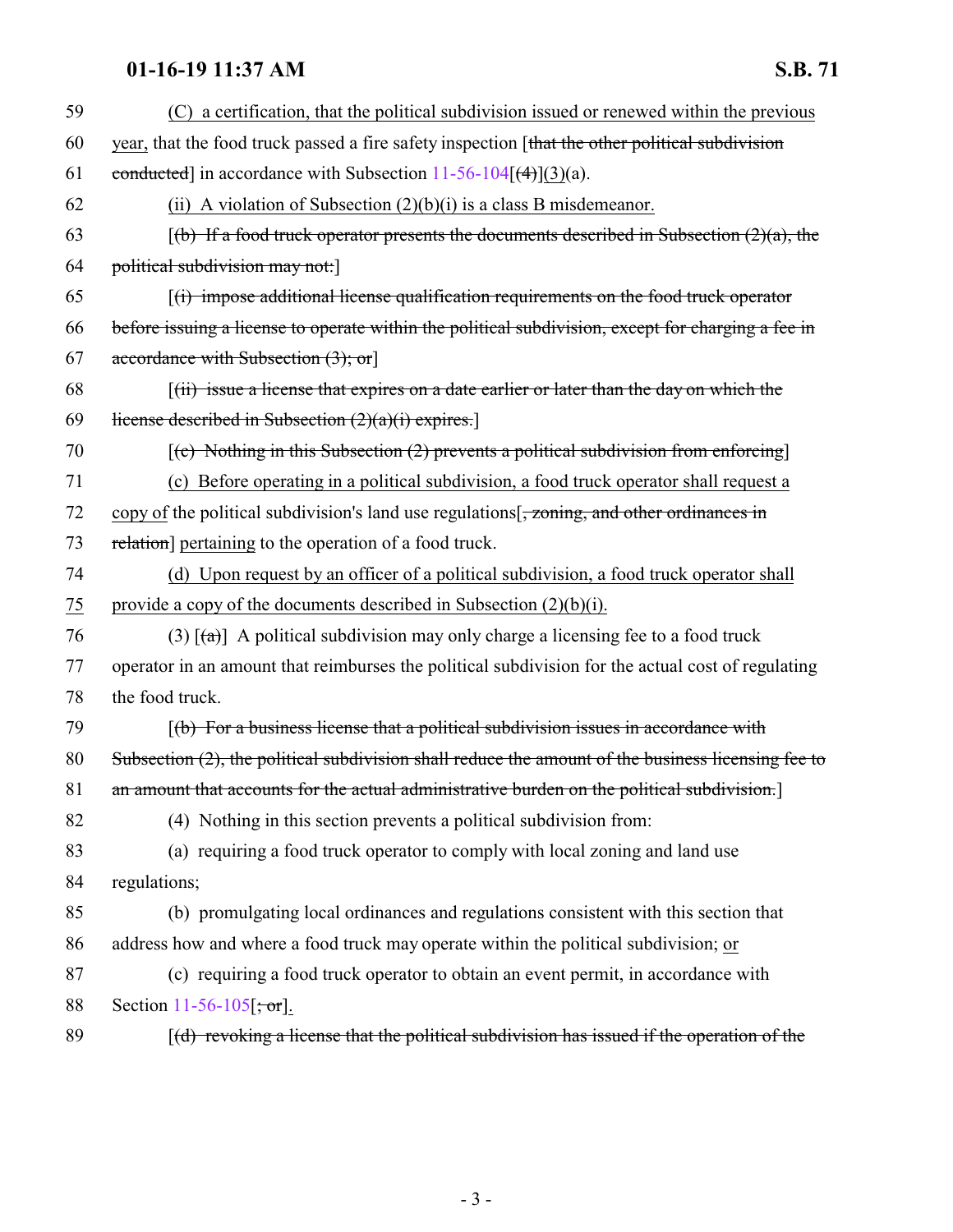59 (C) a certification, that the political subdivision issued or renewed within the previous

60 year, that the food truck passed a fire safety inspection [that the other political subdivision

61 conducted] in accordance with Subsection 11-56-104[(4)](3)(a).

62 (ii) A violation of Subsection (2)(b)(i) is a class B misdemeanor.

63 [(b) If a food truck operator presents the documents described in Subsection (2)(a), the

64 political subdivision may not:]

65 [(i) impose additional license qualification requirements on the food truck operator

66 before issuing a license to operate within the political subdivision, except for charging a fee in

67 accordance with Subsection (3); or]

68 [(ii) issue a license that expires on a date earlier or later than the day on which the

69 license described in Subsection (2)(a)(i) expires.]

70 [(c) Nothing in this Subsection (2) prevents a political subdivision from enforcing]

71 (c) Before operating in a political subdivision, a food truck operator shall request a

72 copy of the political subdivision's land use regulations[, zoning, and other ordinances in

73 relation] pertaining to the operation of a food truck.

74 (d) Upon request by an officer of a political subdivision, a food truck operator shall

75 provide a copy of the documents described in Subsection (2)(b)(i).

76 (3) [(a)] A political subdivision may only charge a licensing fee to a food truck

77 operator in an amount that reimburses the political subdivision for the actual cost of regulating

78 the food truck.

79 [(b) For a business license that a political subdivision issues in accordance with

80 Subsection (2), the political subdivision shall reduce the amount of the business licensing fee to

81 an amount that accounts for the actual administrative burden on the political subdivision.]

82 (4) Nothing in this section prevents a political subdivision from:

83 (a) requiring a food truck operator to comply with local zoning and land use

84 regulations;

85 (b) promulgating local ordinances and regulations consistent with this section that

86 address how and where a food truck may operate within the political subdivision; or

87 (c) requiring a food truck operator to obtain an event permit, in accordance with

88 Section 11-56-105[; or].

89 [(d) revoking a license that the political subdivision has issued if the operation of the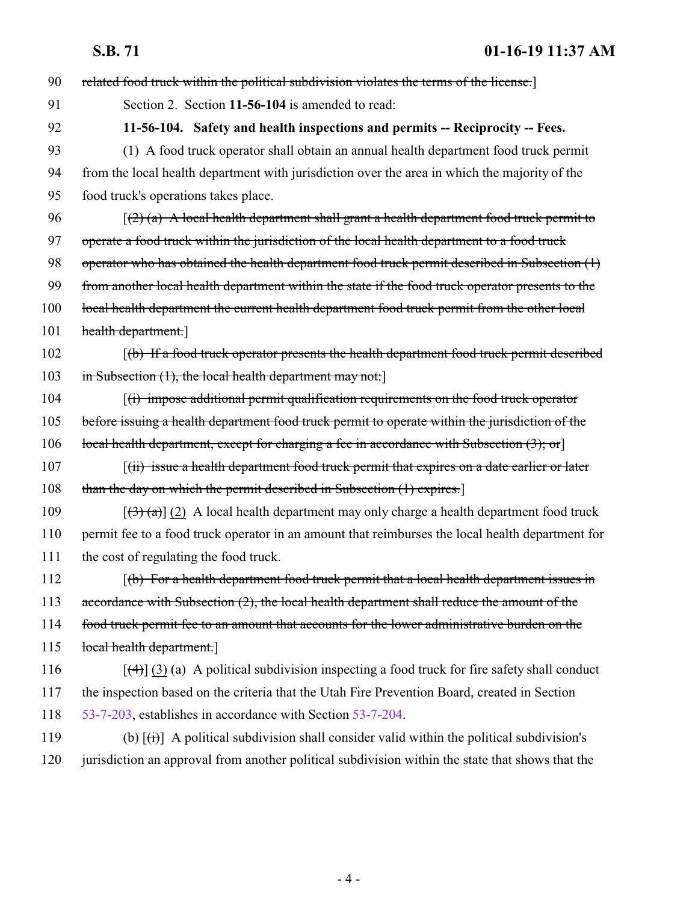~~related food truck within the political subdivision violates the terms of the license.~~]

Section 2. Section **11-56-104** is amended to read:

**11-56-104. Safety and health inspections and permits -- Reciprocity -- Fees.**

(1) A food truck operator shall obtain an annual health department food truck permit from the local health department with jurisdiction over the area in which the majority of the food truck's operations takes place.

[~~(2) (a) A local health department shall grant a health department food truck permit to operate a food truck within the jurisdiction of the local health department to a food truck operator who has obtained the health department food truck permit described in Subsection (1) from another local health department within the state if the food truck operator presents to the local health department the current health department food truck permit from the other local health department.~~]

[~~(b) If a food truck operator presents the health department food truck permit described in Subsection (1), the local health department may not:~~]

[~~(i) impose additional permit qualification requirements on the food truck operator before issuing a health department food truck permit to operate within the jurisdiction of the local health department, except for charging a fee in accordance with Subsection (3); or~~]

[~~(ii) issue a health department food truck permit that expires on a date earlier or later than the day on which the permit described in Subsection (1) expires.~~]

[~~(3) (a)~~] (2) A local health department may only charge a health department food truck permit fee to a food truck operator in an amount that reimburses the local health department for the cost of regulating the food truck.

[~~(b) For a health department food truck permit that a local health department issues in accordance with Subsection (2), the local health department shall reduce the amount of the food truck permit fee to an amount that accounts for the lower administrative burden on the local health department.~~]

[~~(4)~~] (3) (a) A political subdivision inspecting a food truck for fire safety shall conduct the inspection based on the criteria that the Utah Fire Prevention Board, created in Section 53-7-203, establishes in accordance with Section 53-7-204.

(b) [~~(i)~~] A political subdivision shall consider valid within the political subdivision's jurisdiction an approval from another political subdivision within the state that shows that the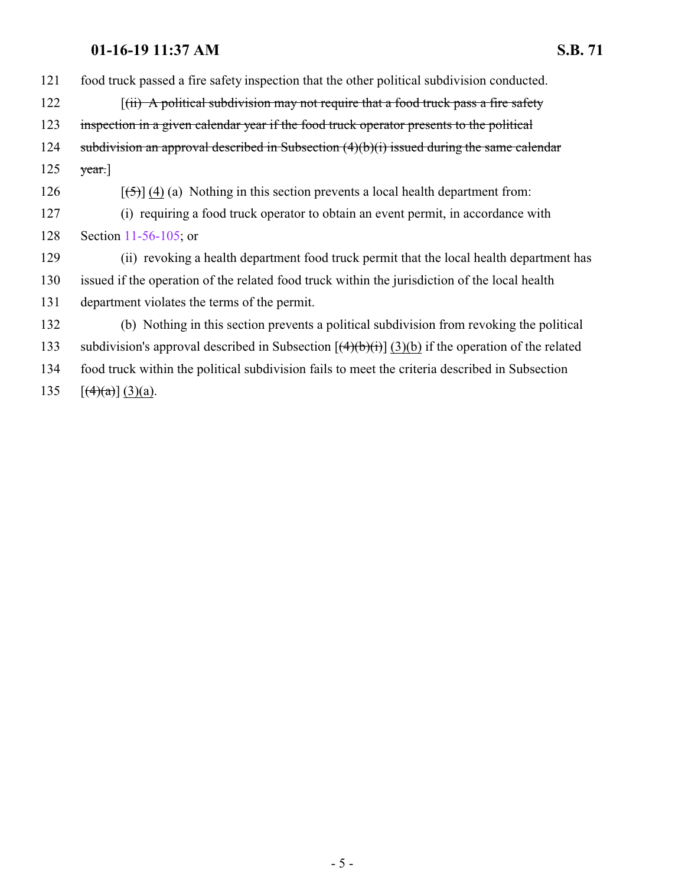121 food truck passed a fire safety inspection that the other political subdivision conducted.

122 [~~(ii) A political subdivision may not require that a food truck pass a fire safety~~

123 ~~inspection in a given calendar year if the food truck operator presents to the political~~

124 ~~subdivision an approval described in Subsection (4)(b)(i) issued during the same calendar~~

125 ~~year.~~]

126 [~~(5)~~] <u>(4)</u> (a) Nothing in this section prevents a local health department from:

127 (i) requiring a food truck operator to obtain an event permit, in accordance with

128 Section 11-56-105; or

129 (ii) revoking a health department food truck permit that the local health department has

130 issued if the operation of the related food truck within the jurisdiction of the local health

131 department violates the terms of the permit.

132 (b) Nothing in this section prevents a political subdivision from revoking the political

133 subdivision's approval described in Subsection [~~(4)(b)(i)~~] <u>(3)(b)</u> if the operation of the related

134 food truck within the political subdivision fails to meet the criteria described in Subsection

135 [~~(4)(a)~~] <u>(3)(a)</u>.